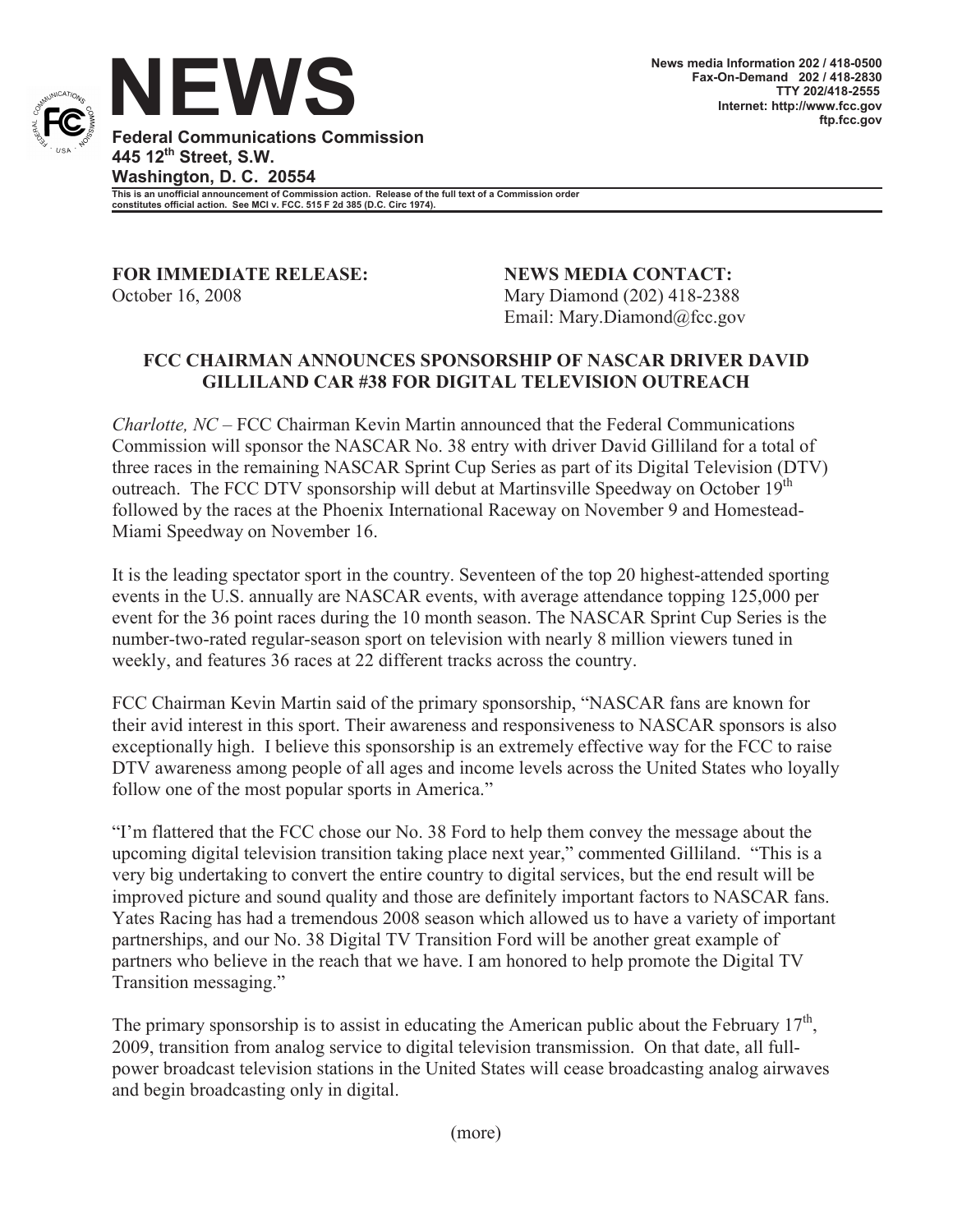# NEWS

**Federal Communications Commission**
**445 12th Street, S.W.**
**Washington, D. C. 20554**

**News media Information 202 / 418-0500**
**Fax-On-Demand 202 / 418-2830**
**TTY 202/418-2555**
**Internet: http://www.fcc.gov**
**ftp.fcc.gov**

**This is an unofficial announcement of Commission action. Release of the full text of a Commission order constitutes official action. See MCI v. FCC. 515 F 2d 385 (D.C. Circ 1974).**

**FOR IMMEDIATE RELEASE:**
October 16, 2008

**NEWS MEDIA CONTACT:**
Mary Diamond (202) 418-2388
Email: Mary.Diamond@fcc.gov

## FCC CHAIRMAN ANNOUNCES SPONSORSHIP OF NASCAR DRIVER DAVID GILLILAND CAR #38 FOR DIGITAL TELEVISION OUTREACH

*Charlotte, NC* – FCC Chairman Kevin Martin announced that the Federal Communications Commission will sponsor the NASCAR No. 38 entry with driver David Gilliland for a total of three races in the remaining NASCAR Sprint Cup Series as part of its Digital Television (DTV) outreach. The FCC DTV sponsorship will debut at Martinsville Speedway on October 19th followed by the races at the Phoenix International Raceway on November 9 and Homestead-Miami Speedway on November 16.

It is the leading spectator sport in the country. Seventeen of the top 20 highest-attended sporting events in the U.S. annually are NASCAR events, with average attendance topping 125,000 per event for the 36 point races during the 10 month season. The NASCAR Sprint Cup Series is the number-two-rated regular-season sport on television with nearly 8 million viewers tuned in weekly, and features 36 races at 22 different tracks across the country.

FCC Chairman Kevin Martin said of the primary sponsorship, "NASCAR fans are known for their avid interest in this sport. Their awareness and responsiveness to NASCAR sponsors is also exceptionally high. I believe this sponsorship is an extremely effective way for the FCC to raise DTV awareness among people of all ages and income levels across the United States who loyally follow one of the most popular sports in America."

"I'm flattered that the FCC chose our No. 38 Ford to help them convey the message about the upcoming digital television transition taking place next year," commented Gilliland. "This is a very big undertaking to convert the entire country to digital services, but the end result will be improved picture and sound quality and those are definitely important factors to NASCAR fans. Yates Racing has had a tremendous 2008 season which allowed us to have a variety of important partnerships, and our No. 38 Digital TV Transition Ford will be another great example of partners who believe in the reach that we have. I am honored to help promote the Digital TV Transition messaging."

The primary sponsorship is to assist in educating the American public about the February 17th, 2009, transition from analog service to digital television transmission. On that date, all full-power broadcast television stations in the United States will cease broadcasting analog airwaves and begin broadcasting only in digital.

(more)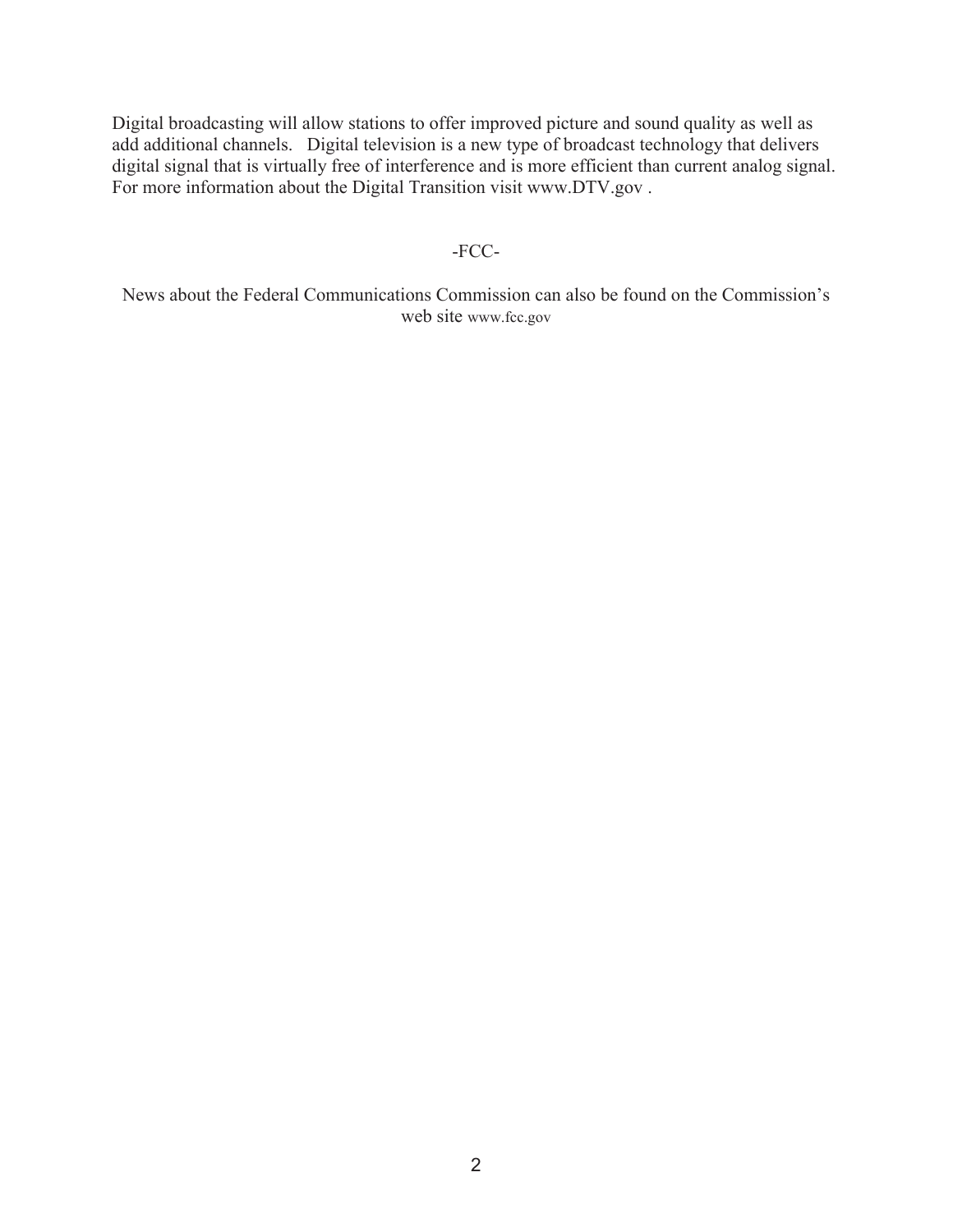Digital broadcasting will allow stations to offer improved picture and sound quality as well as add additional channels. Digital television is a new type of broadcast technology that delivers digital signal that is virtually free of interference and is more efficient than current analog signal. For more information about the Digital Transition visit www.DTV.gov .

-FCC-

News about the Federal Communications Commission can also be found on the Commission's web site www.fcc.gov